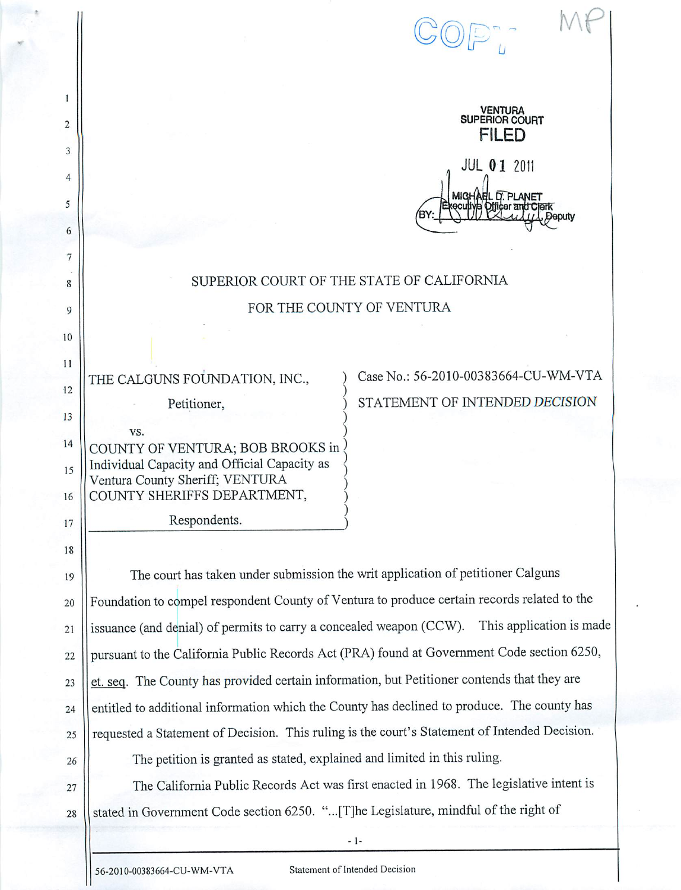COPY MP

VENTURA SUPERIOR COURT
**FILED**
JUL 01 2011
MICHAEL D. PLANET
Executive Officer and Clerk
BY: ______, Deputy

SUPERIOR COURT OF THE STATE OF CALIFORNIA

FOR THE COUNTY OF VENTURA

| | |
|---|---|
| THE CALGUNS FOUNDATION, INC.,<br><br>Petitioner,<br><br>vs.<br><br>COUNTY OF VENTURA; BOB BROOKS in Individual Capacity and Official Capacity as Ventura County Sheriff; VENTURA COUNTY SHERIFFS DEPARTMENT,<br><br>Respondents. | Case No.: 56-2010-00383664-CU-WM-VTA<br><br>STATEMENT OF INTENDED *DECISION* |

The court has taken under submission the writ application of petitioner Calguns Foundation to compel respondent County of Ventura to produce certain records related to the issuance (and denial) of permits to carry a concealed weapon (CCW). This application is made pursuant to the California Public Records Act (PRA) found at Government Code section 6250, et. seq. The County has provided certain information, but Petitioner contends that they are entitled to additional information which the County has declined to produce. The county has requested a Statement of Decision. This ruling is the court's Statement of Intended Decision.

The petition is granted as stated, explained and limited in this ruling.

The California Public Records Act was first enacted in 1968. The legislative intent is stated in Government Code section 6250. "...[T]he Legislature, mindful of the right of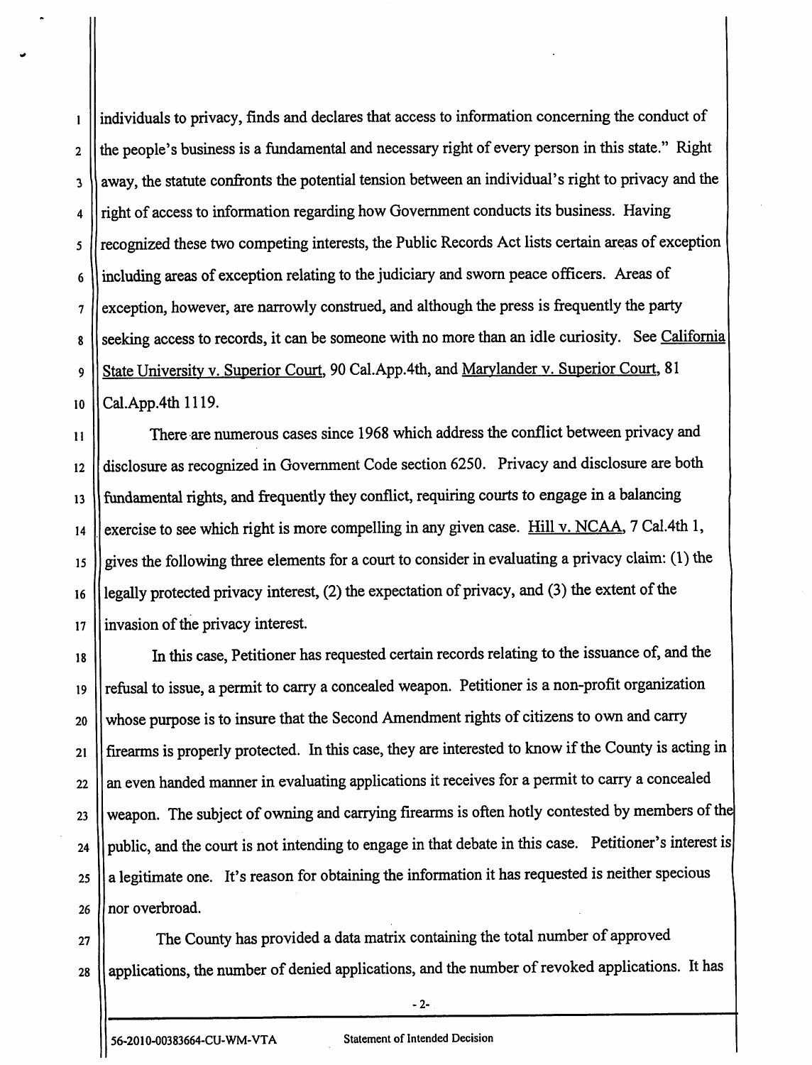individuals to privacy, finds and declares that access to information concerning the conduct of the people's business is a fundamental and necessary right of every person in this state." Right away, the statute confronts the potential tension between an individual's right to privacy and the right of access to information regarding how Government conducts its business. Having recognized these two competing interests, the Public Records Act lists certain areas of exception including areas of exception relating to the judiciary and sworn peace officers. Areas of exception, however, are narrowly construed, and although the press is frequently the party seeking access to records, it can be someone with no more than an idle curiosity. See California State University v. Superior Court, 90 Cal.App.4th, and Marylander v. Superior Court, 81 Cal.App.4th 1119.

There are numerous cases since 1968 which address the conflict between privacy and disclosure as recognized in Government Code section 6250. Privacy and disclosure are both fundamental rights, and frequently they conflict, requiring courts to engage in a balancing exercise to see which right is more compelling in any given case. Hill v. NCAA, 7 Cal.4th 1, gives the following three elements for a court to consider in evaluating a privacy claim: (1) the legally protected privacy interest, (2) the expectation of privacy, and (3) the extent of the invasion of the privacy interest.

In this case, Petitioner has requested certain records relating to the issuance of, and the refusal to issue, a permit to carry a concealed weapon. Petitioner is a non-profit organization whose purpose is to insure that the Second Amendment rights of citizens to own and carry firearms is properly protected. In this case, they are interested to know if the County is acting in an even handed manner in evaluating applications it receives for a permit to carry a concealed weapon. The subject of owning and carrying firearms is often hotly contested by members of the public, and the court is not intending to engage in that debate in this case. Petitioner's interest is a legitimate one. It's reason for obtaining the information it has requested is neither specious nor overbroad.

The County has provided a data matrix containing the total number of approved applications, the number of denied applications, and the number of revoked applications. It has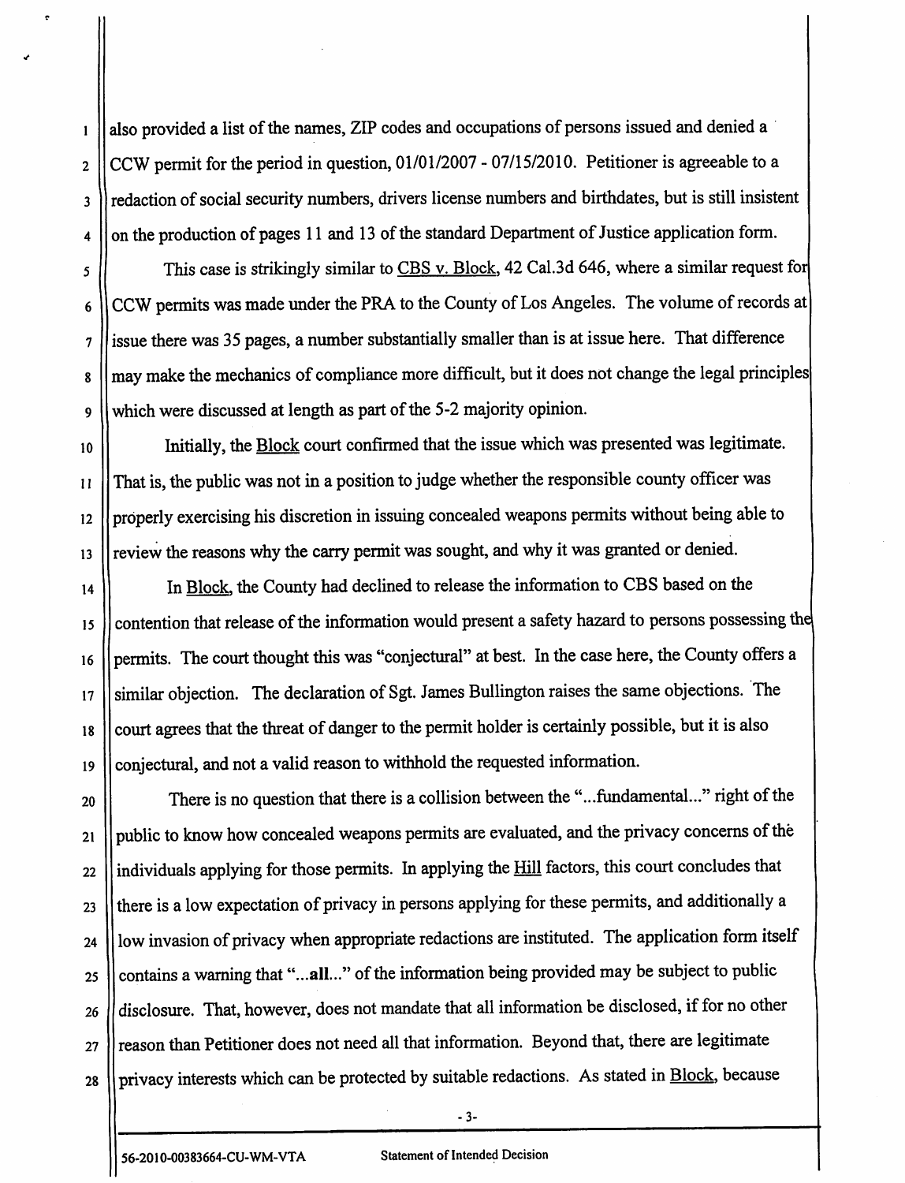also provided a list of the names, ZIP codes and occupations of persons issued and denied a CCW permit for the period in question, 01/01/2007 - 07/15/2010. Petitioner is agreeable to a redaction of social security numbers, drivers license numbers and birthdates, but is still insistent on the production of pages 11 and 13 of the standard Department of Justice application form.

This case is strikingly similar to CBS v. Block, 42 Cal.3d 646, where a similar request for CCW permits was made under the PRA to the County of Los Angeles. The volume of records at issue there was 35 pages, a number substantially smaller than is at issue here. That difference may make the mechanics of compliance more difficult, but it does not change the legal principles which were discussed at length as part of the 5-2 majority opinion.

Initially, the Block court confirmed that the issue which was presented was legitimate. That is, the public was not in a position to judge whether the responsible county officer was properly exercising his discretion in issuing concealed weapons permits without being able to review the reasons why the carry permit was sought, and why it was granted or denied.

In Block, the County had declined to release the information to CBS based on the contention that release of the information would present a safety hazard to persons possessing the permits. The court thought this was "conjectural" at best. In the case here, the County offers a similar objection. The declaration of Sgt. James Bullington raises the same objections. The court agrees that the threat of danger to the permit holder is certainly possible, but it is also conjectural, and not a valid reason to withhold the requested information.

There is no question that there is a collision between the "...fundamental..." right of the public to know how concealed weapons permits are evaluated, and the privacy concerns of the individuals applying for those permits. In applying the Hill factors, this court concludes that there is a low expectation of privacy in persons applying for these permits, and additionally a low invasion of privacy when appropriate redactions are instituted. The application form itself contains a warning that "...**all**..." of the information being provided may be subject to public disclosure. That, however, does not mandate that all information be disclosed, if for no other reason than Petitioner does not need all that information. Beyond that, there are legitimate privacy interests which can be protected by suitable redactions. As stated in Block, because

56-2010-00383664-CU-WM-VTA Statement of Intended Decision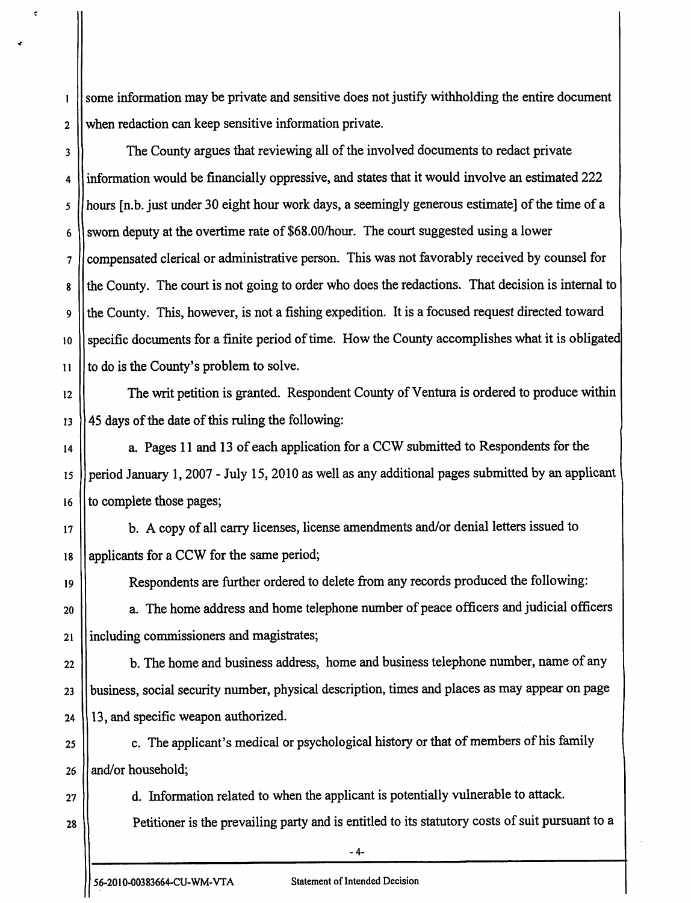some information may be private and sensitive does not justify withholding the entire document when redaction can keep sensitive information private.

The County argues that reviewing all of the involved documents to redact private information would be financially oppressive, and states that it would involve an estimated 222 hours [n.b. just under 30 eight hour work days, a seemingly generous estimate] of the time of a sworn deputy at the overtime rate of $68.00/hour. The court suggested using a lower compensated clerical or administrative person. This was not favorably received by counsel for the County. The court is not going to order who does the redactions. That decision is internal to the County. This, however, is not a fishing expedition. It is a focused request directed toward specific documents for a finite period of time. How the County accomplishes what it is obligated to do is the County's problem to solve.

The writ petition is granted. Respondent County of Ventura is ordered to produce within 45 days of the date of this ruling the following:

a. Pages 11 and 13 of each application for a CCW submitted to Respondents for the period January 1, 2007 - July 15, 2010 as well as any additional pages submitted by an applicant to complete those pages;

b. A copy of all carry licenses, license amendments and/or denial letters issued to applicants for a CCW for the same period;

Respondents are further ordered to delete from any records produced the following:

a. The home address and home telephone number of peace officers and judicial officers including commissioners and magistrates;

b. The home and business address, home and business telephone number, name of any business, social security number, physical description, times and places as may appear on page 13, and specific weapon authorized.

c. The applicant's medical or psychological history or that of members of his family and/or household;

d. Information related to when the applicant is potentially vulnerable to attack.

Petitioner is the prevailing party and is entitled to its statutory costs of suit pursuant to a

56-2010-00383664-CU-WM-VTA Statement of Intended Decision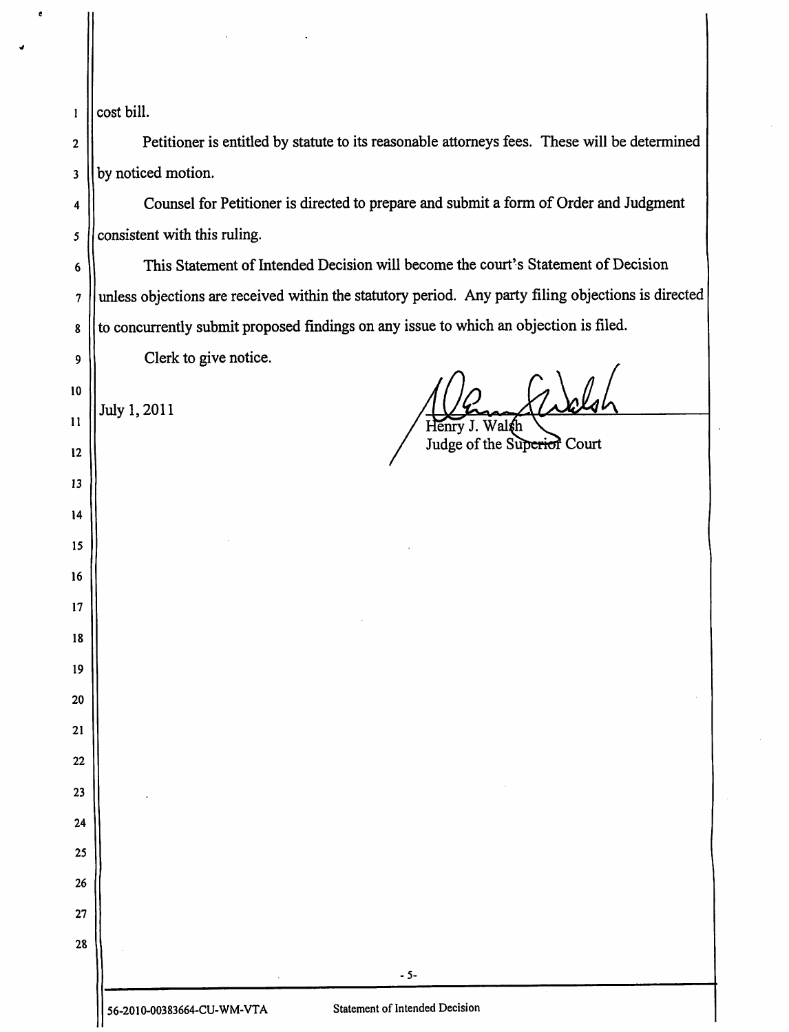cost bill.

Petitioner is entitled by statute to its reasonable attorneys fees. These will be determined by noticed motion.

Counsel for Petitioner is directed to prepare and submit a form of Order and Judgment consistent with this ruling.

This Statement of Intended Decision will become the court's Statement of Decision unless objections are received within the statutory period. Any party filing objections is directed to concurrently submit proposed findings on any issue to which an objection is filed.

Clerk to give notice.

July 1, 2011

Henry J. Walsh
Judge of the Superior Court

56-2010-00383664-CU-WM-VTA Statement of Intended Decision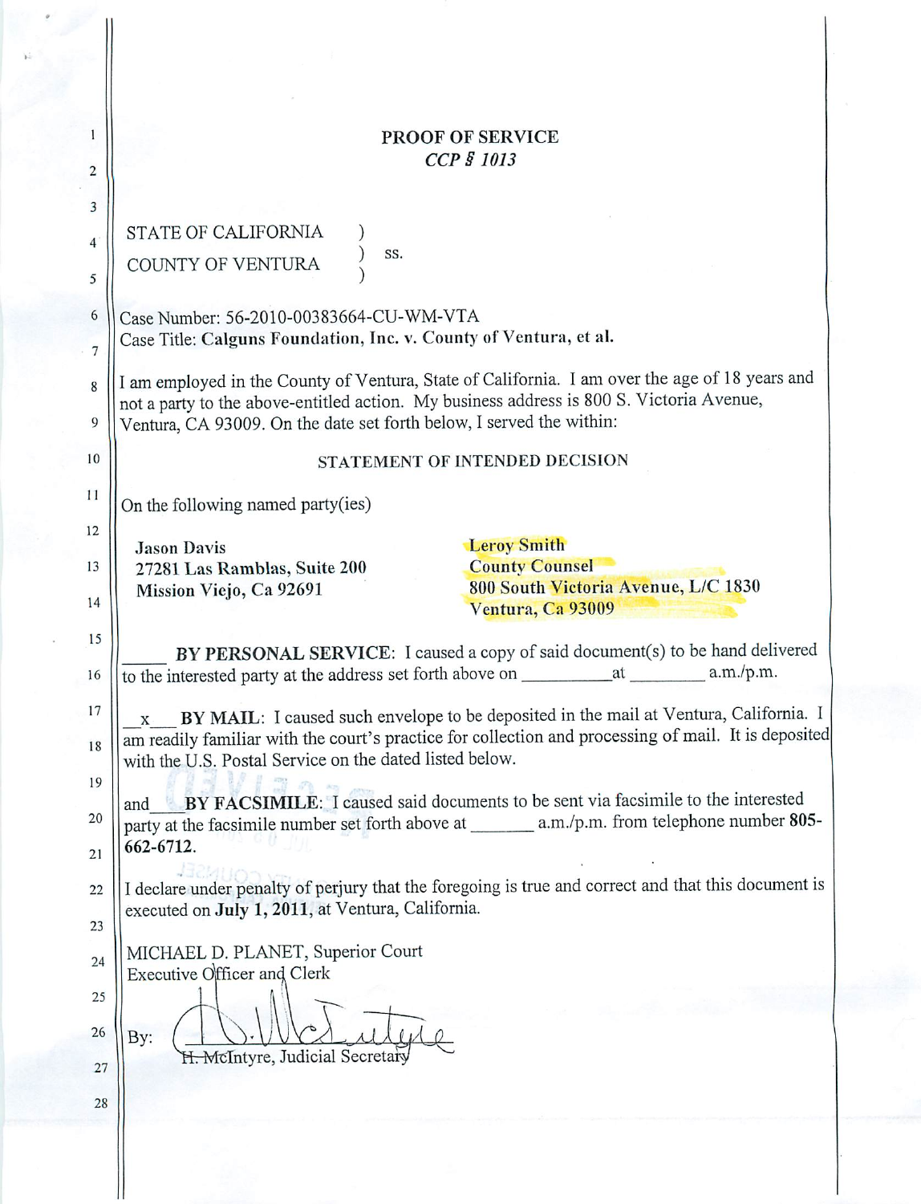# PROOF OF SERVICE

*CCP § 1013*

STATE OF CALIFORNIA )
) ss.
COUNTY OF VENTURA )

Case Number: 56-2010-00383664-CU-WM-VTA
Case Title: **Calguns Foundation, Inc. v. County of Ventura, et al.**

I am employed in the County of Ventura, State of California. I am over the age of 18 years and not a party to the above-entitled action. My business address is 800 S. Victoria Avenue, Ventura, CA 93009. On the date set forth below, I served the within:

STATEMENT OF INTENDED DECISION

On the following named party(ies)

**Jason Davis**
**27281 Las Ramblas, Suite 200**
**Mission Viejo, Ca 92691**

**Leroy Smith**
**County Counsel**
**800 South Victoria Avenue, L/C 1830**
**Ventura, Ca 93009**

_____ **BY PERSONAL SERVICE**: I caused a copy of said document(s) to be hand delivered to the interested party at the address set forth above on __________at ________ a.m./p.m.

__x__ **BY MAIL**: I caused such envelope to be deposited in the mail at Ventura, California. I am readily familiar with the court's practice for collection and processing of mail. It is deposited with the U.S. Postal Service on the dated listed below.

and____**BY FACSIMILE**: I caused said documents to be sent via facsimile to the interested party at the facsimile number set forth above at _______ a.m./p.m. from telephone number **805-662-6712.**

I declare under penalty of perjury that the foregoing is true and correct and that this document is executed on **July 1, 2011**, at Ventura, California.

MICHAEL D. PLANET, Superior Court
Executive Officer and Clerk

By: ______________________
H. McIntyre, Judicial Secretary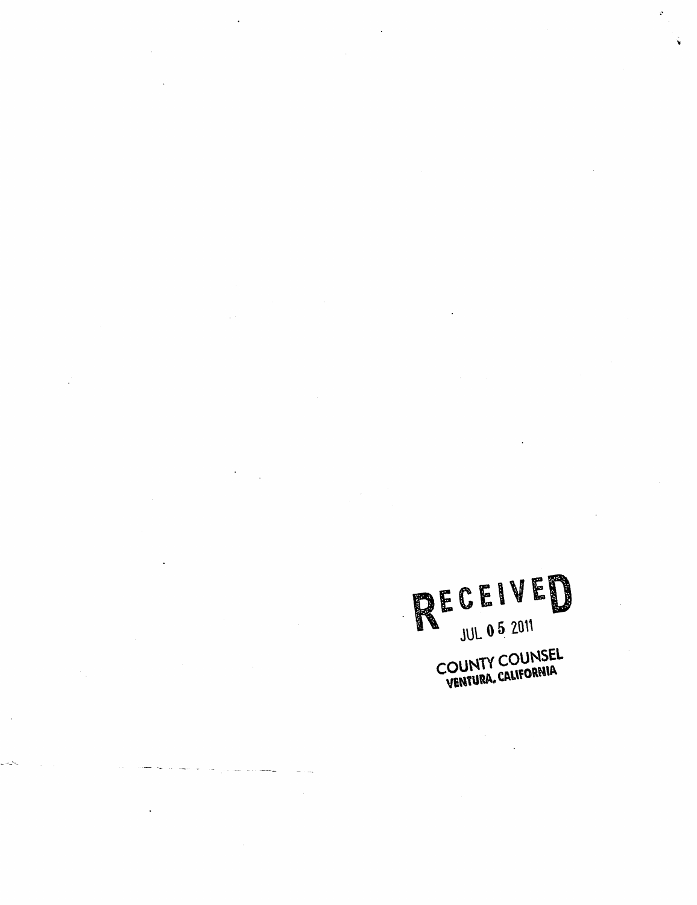RECEIVED

JUL 05 2011

COUNTY COUNSEL
VENTURA, CALIFORNIA